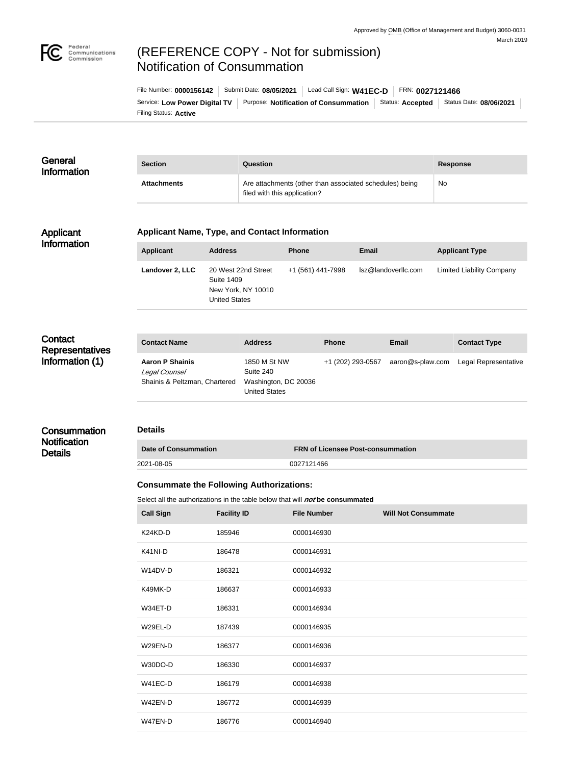Approved by OMB (Office of Management and Budget) 3060-0031
March 2019

# (REFERENCE COPY - Not for submission) Notification of Consummation

File Number: **0000156142** | Submit Date: **08/05/2021** | Lead Call Sign: **W41EC-D** | FRN: **0027121466**
Service: **Low Power Digital TV** | Purpose: **Notification of Consummation** | Status: **Accepted** | Status Date: **08/06/2021**
Filing Status: **Active**

## General Information

| Section | Question | Response |
|---|---|---|
| **Attachments** | Are attachments (other than associated schedules) being filed with this application? | No |

## Applicant Information

### Applicant Name, Type, and Contact Information

| Applicant | Address | Phone | Email | Applicant Type |
|---|---|---|---|---|
| **Landover 2, LLC** | 20 West 22nd Street Suite 1409 New York, NY 10010 United States | +1 (561) 441-7998 | lsz@landoverllc.com | Limited Liability Company |

## Contact Representatives Information (1)

| Contact Name | Address | Phone | Email | Contact Type |
|---|---|---|---|---|
| **Aaron P Shainis** *Legal Counsel* Shainis & Peltzman, Chartered | 1850 M St NW Suite 240 Washington, DC 20036 United States | +1 (202) 293-0567 | aaron@s-plaw.com | Legal Representative |

## Consummation Notification Details

### Details

| Date of Consummation | FRN of Licensee Post-consummation |
|---|---|
| 2021-08-05 | 0027121466 |

### Consummate the Following Authorizations:

Select all the authorizations in the table below that will ***not*** **be consummated**

| Call Sign | Facility ID | File Number | Will Not Consummate |
|---|---|---|---|
| K24KD-D | 185946 | 0000146930 | |
| K41NI-D | 186478 | 0000146931 | |
| W14DV-D | 186321 | 0000146932 | |
| K49MK-D | 186637 | 0000146933 | |
| W34ET-D | 186331 | 0000146934 | |
| W29EL-D | 187439 | 0000146935 | |
| W29EN-D | 186377 | 0000146936 | |
| W30DO-D | 186330 | 0000146937 | |
| W41EC-D | 186179 | 0000146938 | |
| W42EN-D | 186772 | 0000146939 | |
| W47EN-D | 186776 | 0000146940 | |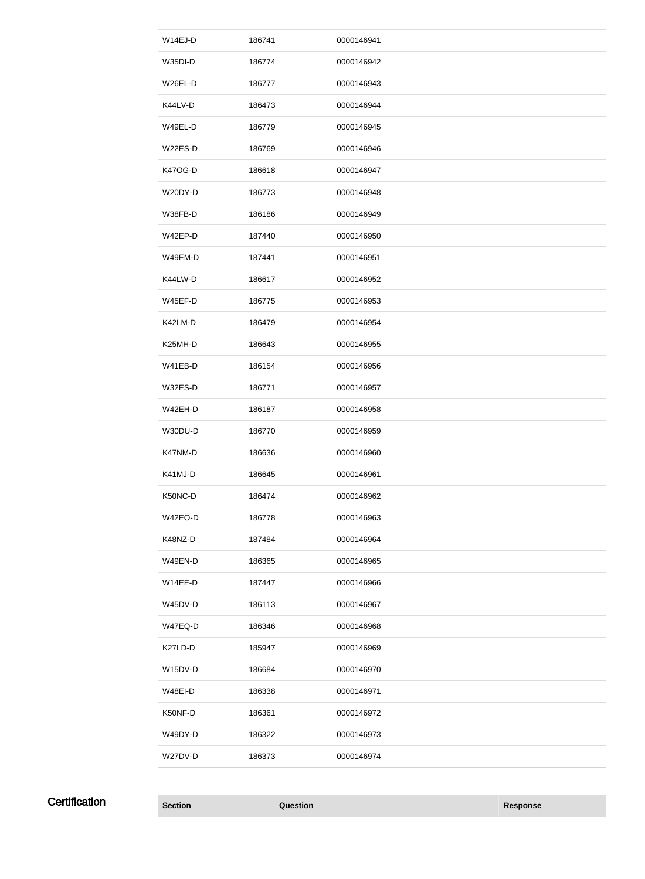| | | | |
|---|---|---|---|
| W14EJ-D | 186741 | 0000146941 | |
| W35DI-D | 186774 | 0000146942 | |
| W26EL-D | 186777 | 0000146943 | |
| K44LV-D | 186473 | 0000146944 | |
| W49EL-D | 186779 | 0000146945 | |
| W22ES-D | 186769 | 0000146946 | |
| K47OG-D | 186618 | 0000146947 | |
| W20DY-D | 186773 | 0000146948 | |
| W38FB-D | 186186 | 0000146949 | |
| W42EP-D | 187440 | 0000146950 | |
| W49EM-D | 187441 | 0000146951 | |
| K44LW-D | 186617 | 0000146952 | |
| W45EF-D | 186775 | 0000146953 | |
| K42LM-D | 186479 | 0000146954 | |
| K25MH-D | 186643 | 0000146955 | |
| W41EB-D | 186154 | 0000146956 | |
| W32ES-D | 186771 | 0000146957 | |
| W42EH-D | 186187 | 0000146958 | |
| W30DU-D | 186770 | 0000146959 | |
| K47NM-D | 186636 | 0000146960 | |
| K41MJ-D | 186645 | 0000146961 | |
| K50NC-D | 186474 | 0000146962 | |
| W42EO-D | 186778 | 0000146963 | |
| K48NZ-D | 187484 | 0000146964 | |
| W49EN-D | 186365 | 0000146965 | |
| W14EE-D | 187447 | 0000146966 | |
| W45DV-D | 186113 | 0000146967 | |
| W47EQ-D | 186346 | 0000146968 | |
| K27LD-D | 185947 | 0000146969 | |
| W15DV-D | 186684 | 0000146970 | |
| W48EI-D | 186338 | 0000146971 | |
| K50NF-D | 186361 | 0000146972 | |
| W49DY-D | 186322 | 0000146973 | |
| W27DV-D | 186373 | 0000146974 | |

## Certification

| Section | Question | Response |
|---|---|---|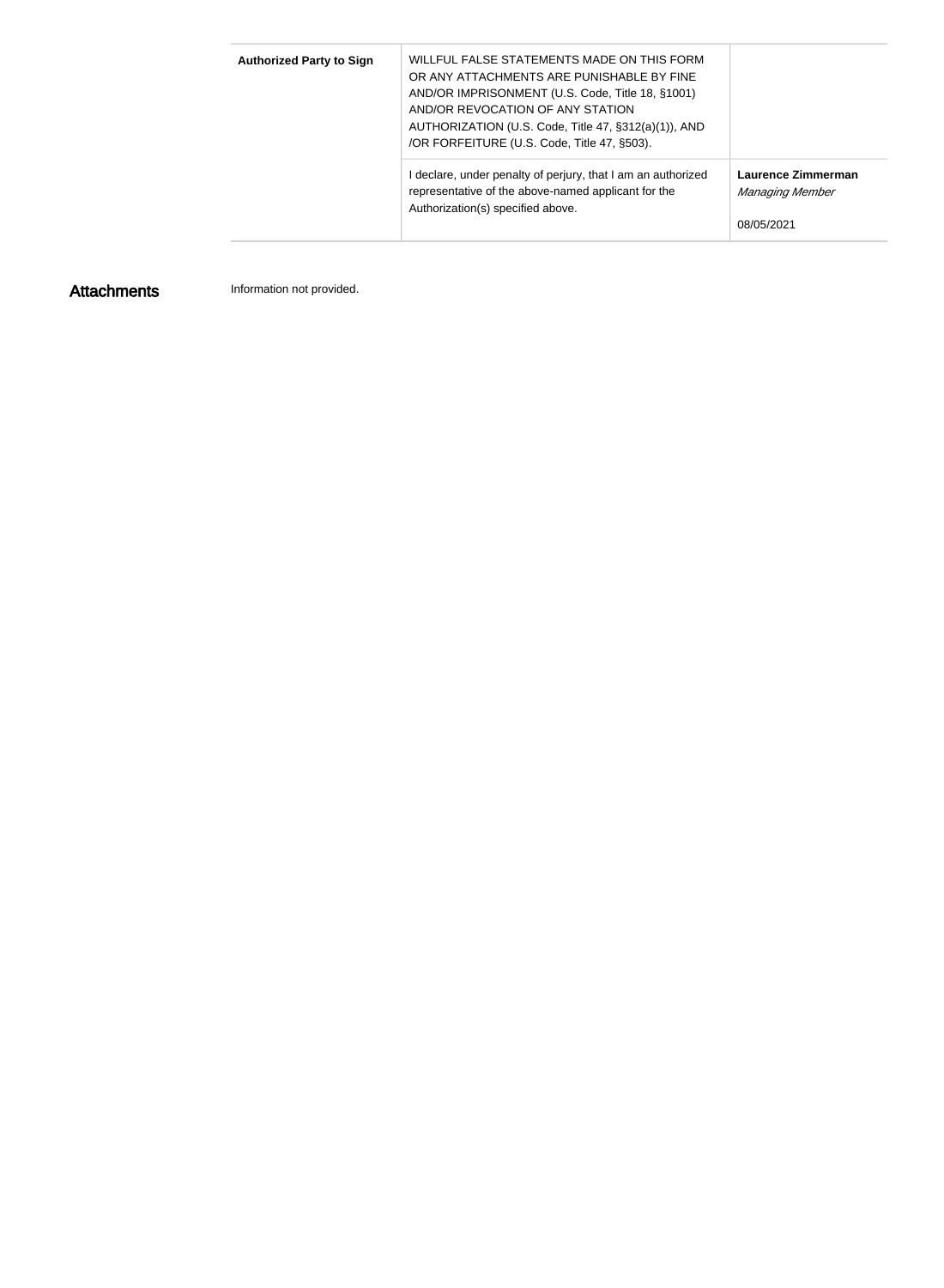| | | |
|---|---|---|
| **Authorized Party to Sign** | WILLFUL FALSE STATEMENTS MADE ON THIS FORM OR ANY ATTACHMENTS ARE PUNISHABLE BY FINE AND/OR IMPRISONMENT (U.S. Code, Title 18, §1001) AND/OR REVOCATION OF ANY STATION AUTHORIZATION (U.S. Code, Title 47, §312(a)(1)), AND /OR FORFEITURE (U.S. Code, Title 47, §503). | |
| | I declare, under penalty of perjury, that I am an authorized representative of the above-named applicant for the Authorization(s) specified above. | **Laurence Zimmerman** *Managing Member* 08/05/2021 |

## Attachments

Information not provided.